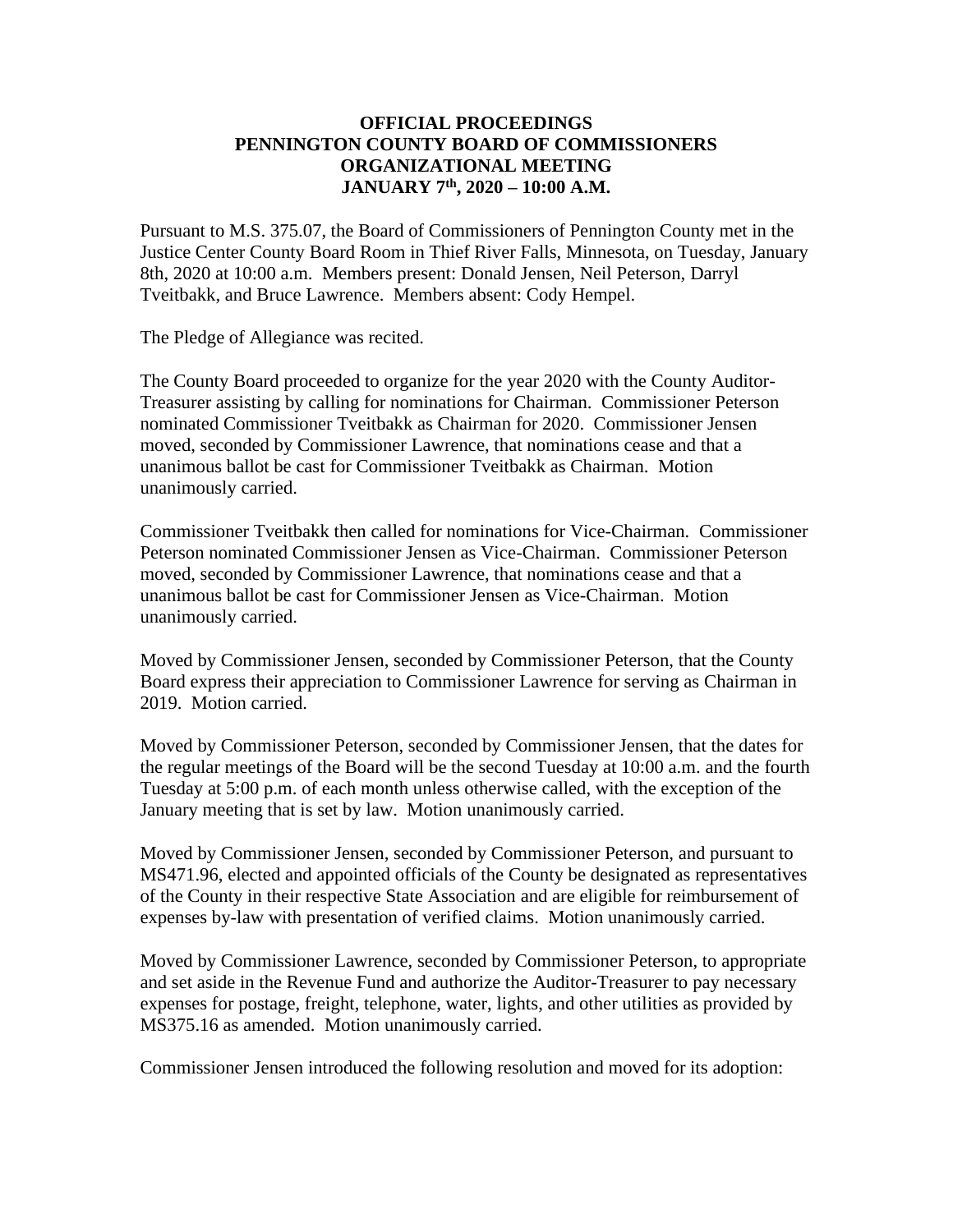**OFFICIAL PROCEEDINGS**
**PENNINGTON COUNTY BOARD OF COMMISSIONERS**
**ORGANIZATIONAL MEETING**
**JANUARY 7th, 2020 – 10:00 A.M.**

Pursuant to M.S. 375.07, the Board of Commissioners of Pennington County met in the Justice Center County Board Room in Thief River Falls, Minnesota, on Tuesday, January 8th, 2020 at 10:00 a.m. Members present: Donald Jensen, Neil Peterson, Darryl Tveitbakk, and Bruce Lawrence. Members absent: Cody Hempel.

The Pledge of Allegiance was recited.

The County Board proceeded to organize for the year 2020 with the County Auditor-Treasurer assisting by calling for nominations for Chairman. Commissioner Peterson nominated Commissioner Tveitbakk as Chairman for 2020. Commissioner Jensen moved, seconded by Commissioner Lawrence, that nominations cease and that a unanimous ballot be cast for Commissioner Tveitbakk as Chairman. Motion unanimously carried.

Commissioner Tveitbakk then called for nominations for Vice-Chairman. Commissioner Peterson nominated Commissioner Jensen as Vice-Chairman. Commissioner Peterson moved, seconded by Commissioner Lawrence, that nominations cease and that a unanimous ballot be cast for Commissioner Jensen as Vice-Chairman. Motion unanimously carried.

Moved by Commissioner Jensen, seconded by Commissioner Peterson, that the County Board express their appreciation to Commissioner Lawrence for serving as Chairman in 2019. Motion carried.

Moved by Commissioner Peterson, seconded by Commissioner Jensen, that the dates for the regular meetings of the Board will be the second Tuesday at 10:00 a.m. and the fourth Tuesday at 5:00 p.m. of each month unless otherwise called, with the exception of the January meeting that is set by law. Motion unanimously carried.

Moved by Commissioner Jensen, seconded by Commissioner Peterson, and pursuant to MS471.96, elected and appointed officials of the County be designated as representatives of the County in their respective State Association and are eligible for reimbursement of expenses by-law with presentation of verified claims. Motion unanimously carried.

Moved by Commissioner Lawrence, seconded by Commissioner Peterson, to appropriate and set aside in the Revenue Fund and authorize the Auditor-Treasurer to pay necessary expenses for postage, freight, telephone, water, lights, and other utilities as provided by MS375.16 as amended. Motion unanimously carried.

Commissioner Jensen introduced the following resolution and moved for its adoption: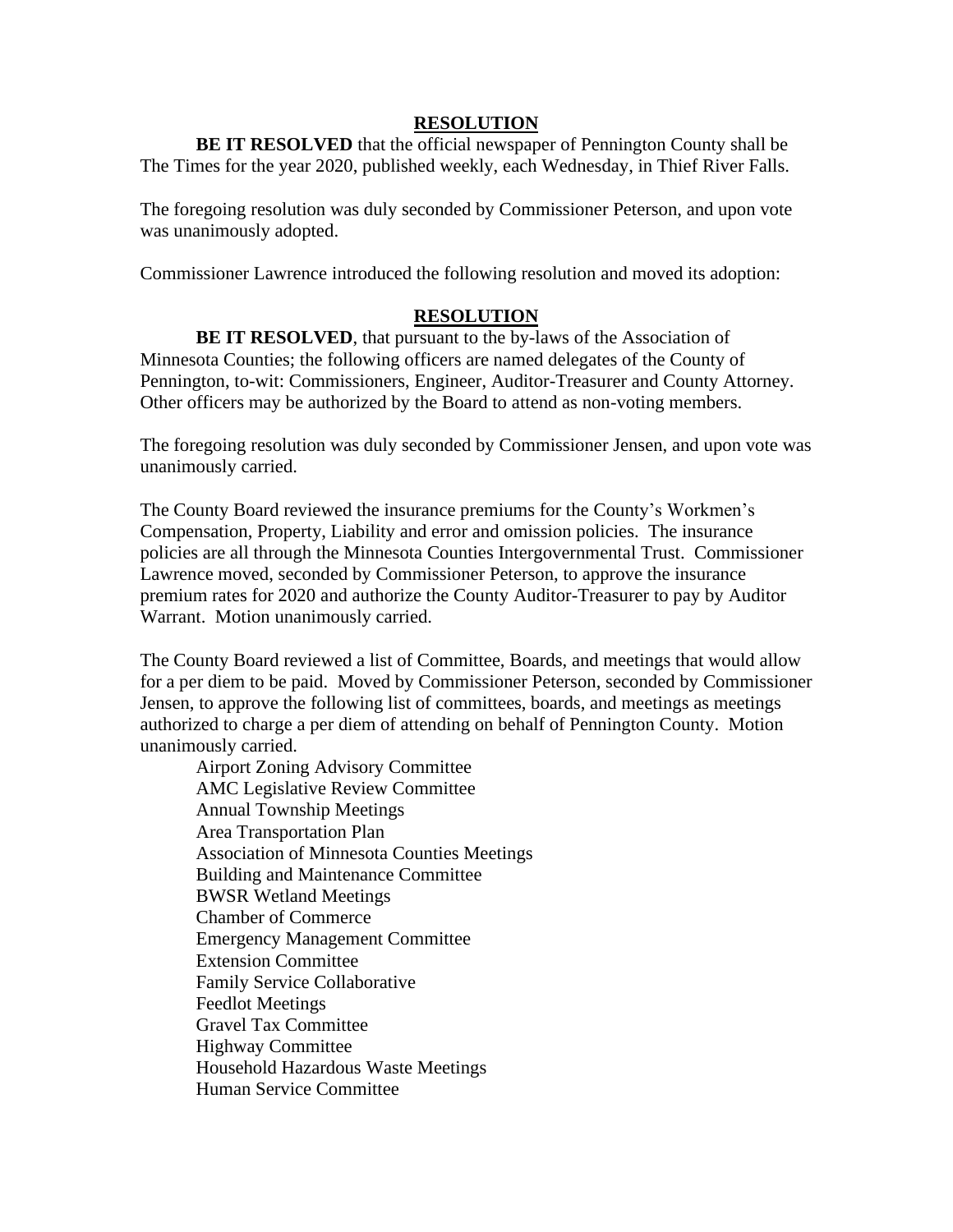**RESOLUTION**

**BE IT RESOLVED** that the official newspaper of Pennington County shall be The Times for the year 2020, published weekly, each Wednesday, in Thief River Falls.

The foregoing resolution was duly seconded by Commissioner Peterson, and upon vote was unanimously adopted.

Commissioner Lawrence introduced the following resolution and moved its adoption:

**RESOLUTION**

**BE IT RESOLVED**, that pursuant to the by-laws of the Association of Minnesota Counties; the following officers are named delegates of the County of Pennington, to-wit: Commissioners, Engineer, Auditor-Treasurer and County Attorney. Other officers may be authorized by the Board to attend as non-voting members.

The foregoing resolution was duly seconded by Commissioner Jensen, and upon vote was unanimously carried.

The County Board reviewed the insurance premiums for the County's Workmen's Compensation, Property, Liability and error and omission policies. The insurance policies are all through the Minnesota Counties Intergovernmental Trust. Commissioner Lawrence moved, seconded by Commissioner Peterson, to approve the insurance premium rates for 2020 and authorize the County Auditor-Treasurer to pay by Auditor Warrant. Motion unanimously carried.

The County Board reviewed a list of Committee, Boards, and meetings that would allow for a per diem to be paid. Moved by Commissioner Peterson, seconded by Commissioner Jensen, to approve the following list of committees, boards, and meetings as meetings authorized to charge a per diem of attending on behalf of Pennington County. Motion unanimously carried.

Airport Zoning Advisory Committee
AMC Legislative Review Committee
Annual Township Meetings
Area Transportation Plan
Association of Minnesota Counties Meetings
Building and Maintenance Committee
BWSR Wetland Meetings
Chamber of Commerce
Emergency Management Committee
Extension Committee
Family Service Collaborative
Feedlot Meetings
Gravel Tax Committee
Highway Committee
Household Hazardous Waste Meetings
Human Service Committee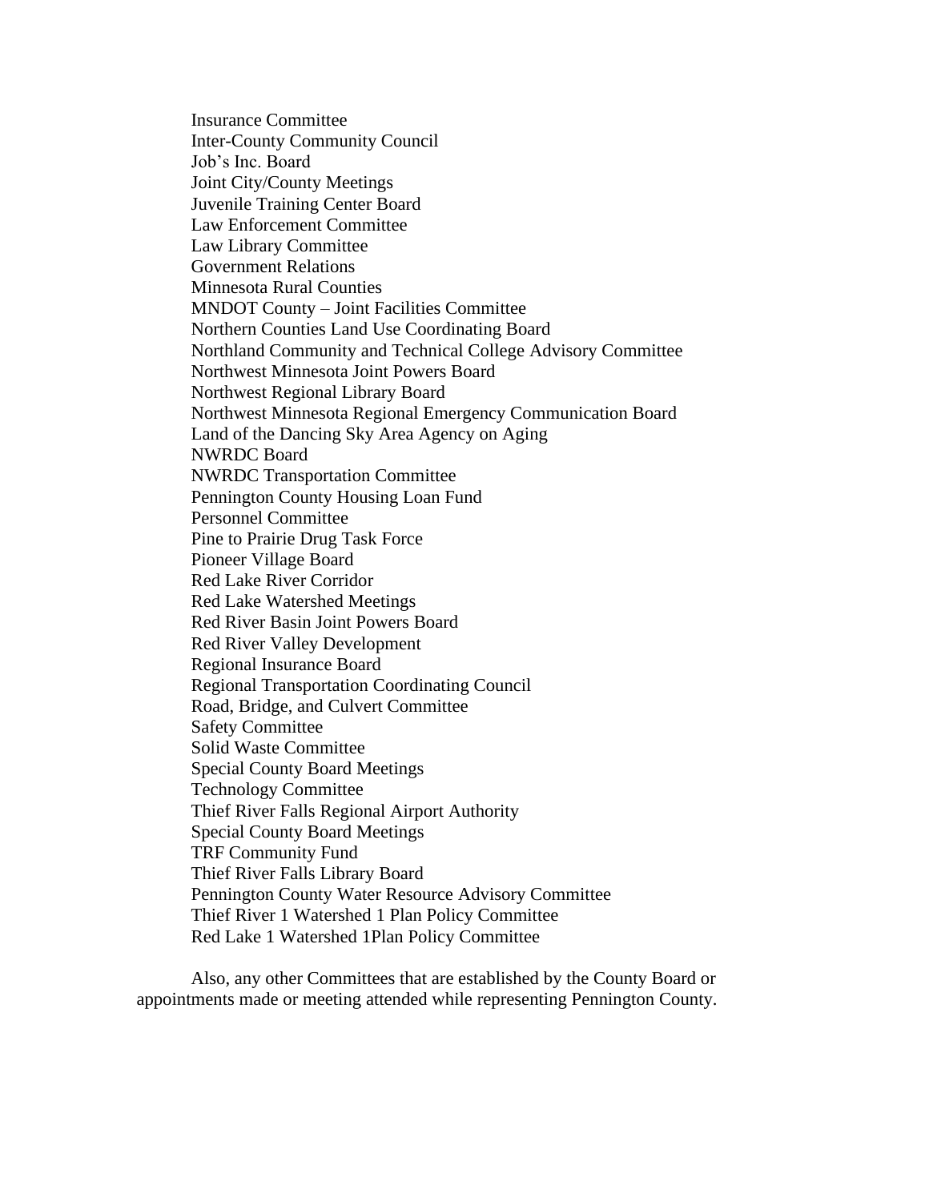Insurance Committee
Inter-County Community Council
Job's Inc. Board
Joint City/County Meetings
Juvenile Training Center Board
Law Enforcement Committee
Law Library Committee
Government Relations
Minnesota Rural Counties
MNDOT County – Joint Facilities Committee
Northern Counties Land Use Coordinating Board
Northland Community and Technical College Advisory Committee
Northwest Minnesota Joint Powers Board
Northwest Regional Library Board
Northwest Minnesota Regional Emergency Communication Board
Land of the Dancing Sky Area Agency on Aging
NWRDC Board
NWRDC Transportation Committee
Pennington County Housing Loan Fund
Personnel Committee
Pine to Prairie Drug Task Force
Pioneer Village Board
Red Lake River Corridor
Red Lake Watershed Meetings
Red River Basin Joint Powers Board
Red River Valley Development
Regional Insurance Board
Regional Transportation Coordinating Council
Road, Bridge, and Culvert Committee
Safety Committee
Solid Waste Committee
Special County Board Meetings
Technology Committee
Thief River Falls Regional Airport Authority
Special County Board Meetings
TRF Community Fund
Thief River Falls Library Board
Pennington County Water Resource Advisory Committee
Thief River 1 Watershed 1 Plan Policy Committee
Red Lake 1 Watershed 1Plan Policy Committee

Also, any other Committees that are established by the County Board or appointments made or meeting attended while representing Pennington County.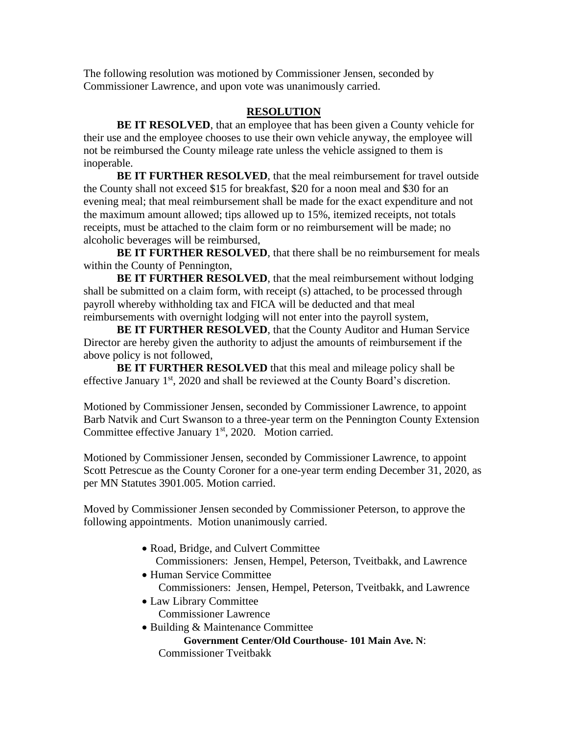The following resolution was motioned by Commissioner Jensen, seconded by Commissioner Lawrence, and upon vote was unanimously carried.

## RESOLUTION

**BE IT RESOLVED**, that an employee that has been given a County vehicle for their use and the employee chooses to use their own vehicle anyway, the employee will not be reimbursed the County mileage rate unless the vehicle assigned to them is inoperable.

**BE IT FURTHER RESOLVED**, that the meal reimbursement for travel outside the County shall not exceed $15 for breakfast, $20 for a noon meal and $30 for an evening meal; that meal reimbursement shall be made for the exact expenditure and not the maximum amount allowed; tips allowed up to 15%, itemized receipts, not totals receipts, must be attached to the claim form or no reimbursement will be made; no alcoholic beverages will be reimbursed,

**BE IT FURTHER RESOLVED**, that there shall be no reimbursement for meals within the County of Pennington,

**BE IT FURTHER RESOLVED**, that the meal reimbursement without lodging shall be submitted on a claim form, with receipt (s) attached, to be processed through payroll whereby withholding tax and FICA will be deducted and that meal reimbursements with overnight lodging will not enter into the payroll system,

**BE IT FURTHER RESOLVED**, that the County Auditor and Human Service Director are hereby given the authority to adjust the amounts of reimbursement if the above policy is not followed,

**BE IT FURTHER RESOLVED** that this meal and mileage policy shall be effective January 1st, 2020 and shall be reviewed at the County Board's discretion.

Motioned by Commissioner Jensen, seconded by Commissioner Lawrence, to appoint Barb Natvik and Curt Swanson to a three-year term on the Pennington County Extension Committee effective January 1st, 2020. Motion carried.

Motioned by Commissioner Jensen, seconded by Commissioner Lawrence, to appoint Scott Petrescue as the County Coroner for a one-year term ending December 31, 2020, as per MN Statutes 3901.005. Motion carried.

Moved by Commissioner Jensen seconded by Commissioner Peterson, to approve the following appointments. Motion unanimously carried.

- Road, Bridge, and Culvert Committee
  Commissioners: Jensen, Hempel, Peterson, Tveitbakk, and Lawrence
- Human Service Committee
  Commissioners: Jensen, Hempel, Peterson, Tveitbakk, and Lawrence
- Law Library Committee
  Commissioner Lawrence
- Building & Maintenance Committee
  **Government Center/Old Courthouse- 101 Main Ave. N**:
  Commissioner Tveitbakk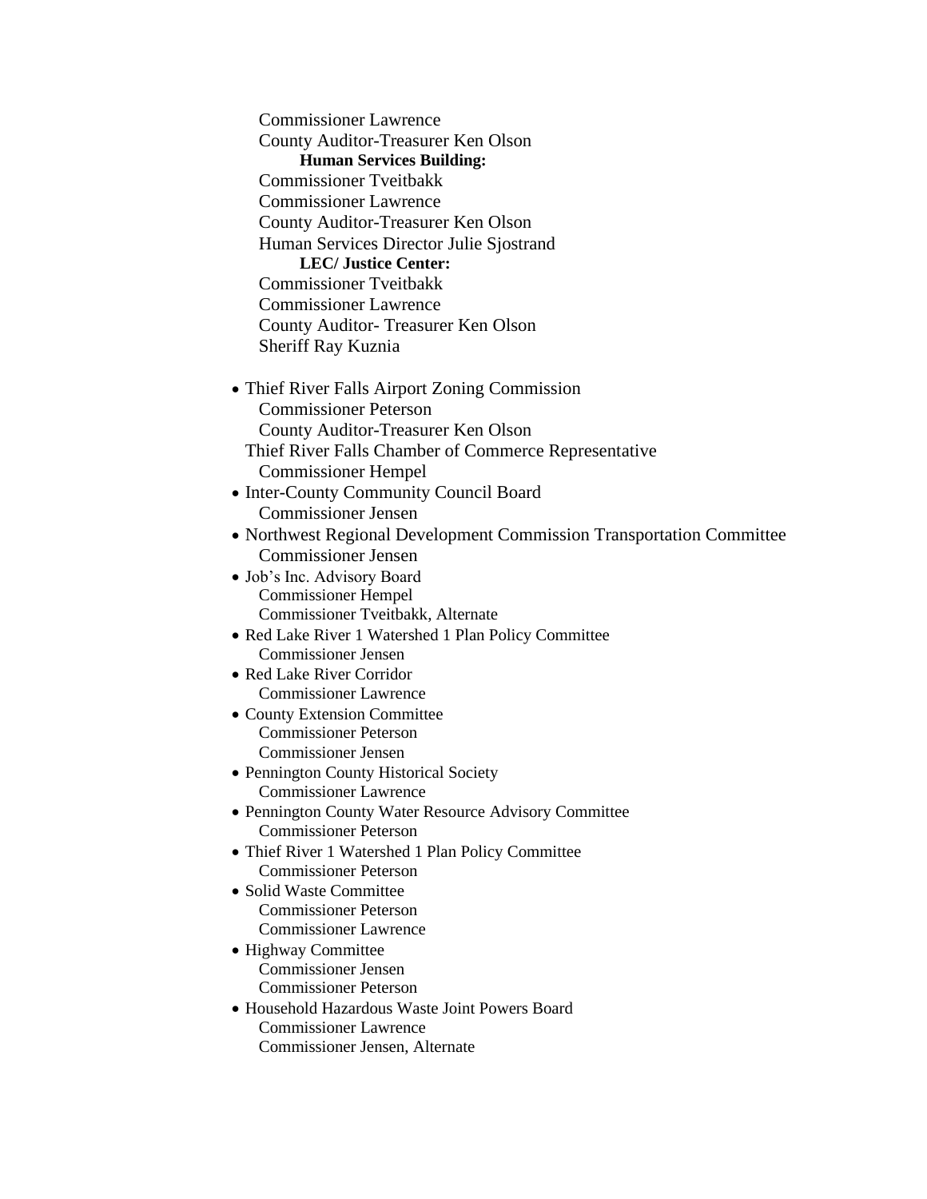Commissioner Lawrence
County Auditor-Treasurer Ken Olson

**Human Services Building:**

Commissioner Tveitbakk
Commissioner Lawrence
County Auditor-Treasurer Ken Olson
Human Services Director Julie Sjostrand

**LEC/ Justice Center:**

Commissioner Tveitbakk
Commissioner Lawrence
County Auditor- Treasurer Ken Olson
Sheriff Ray Kuznia

- Thief River Falls Airport Zoning Commission
  Commissioner Peterson
  County Auditor-Treasurer Ken Olson
  Thief River Falls Chamber of Commerce Representative
  Commissioner Hempel
- Inter-County Community Council Board
  Commissioner Jensen
- Northwest Regional Development Commission Transportation Committee
  Commissioner Jensen
- Job's Inc. Advisory Board
  Commissioner Hempel
  Commissioner Tveitbakk, Alternate
- Red Lake River 1 Watershed 1 Plan Policy Committee
  Commissioner Jensen
- Red Lake River Corridor
  Commissioner Lawrence
- County Extension Committee
  Commissioner Peterson
  Commissioner Jensen
- Pennington County Historical Society
  Commissioner Lawrence
- Pennington County Water Resource Advisory Committee
  Commissioner Peterson
- Thief River 1 Watershed 1 Plan Policy Committee
  Commissioner Peterson
- Solid Waste Committee
  Commissioner Peterson
  Commissioner Lawrence
- Highway Committee
  Commissioner Jensen
  Commissioner Peterson
- Household Hazardous Waste Joint Powers Board
  Commissioner Lawrence
  Commissioner Jensen, Alternate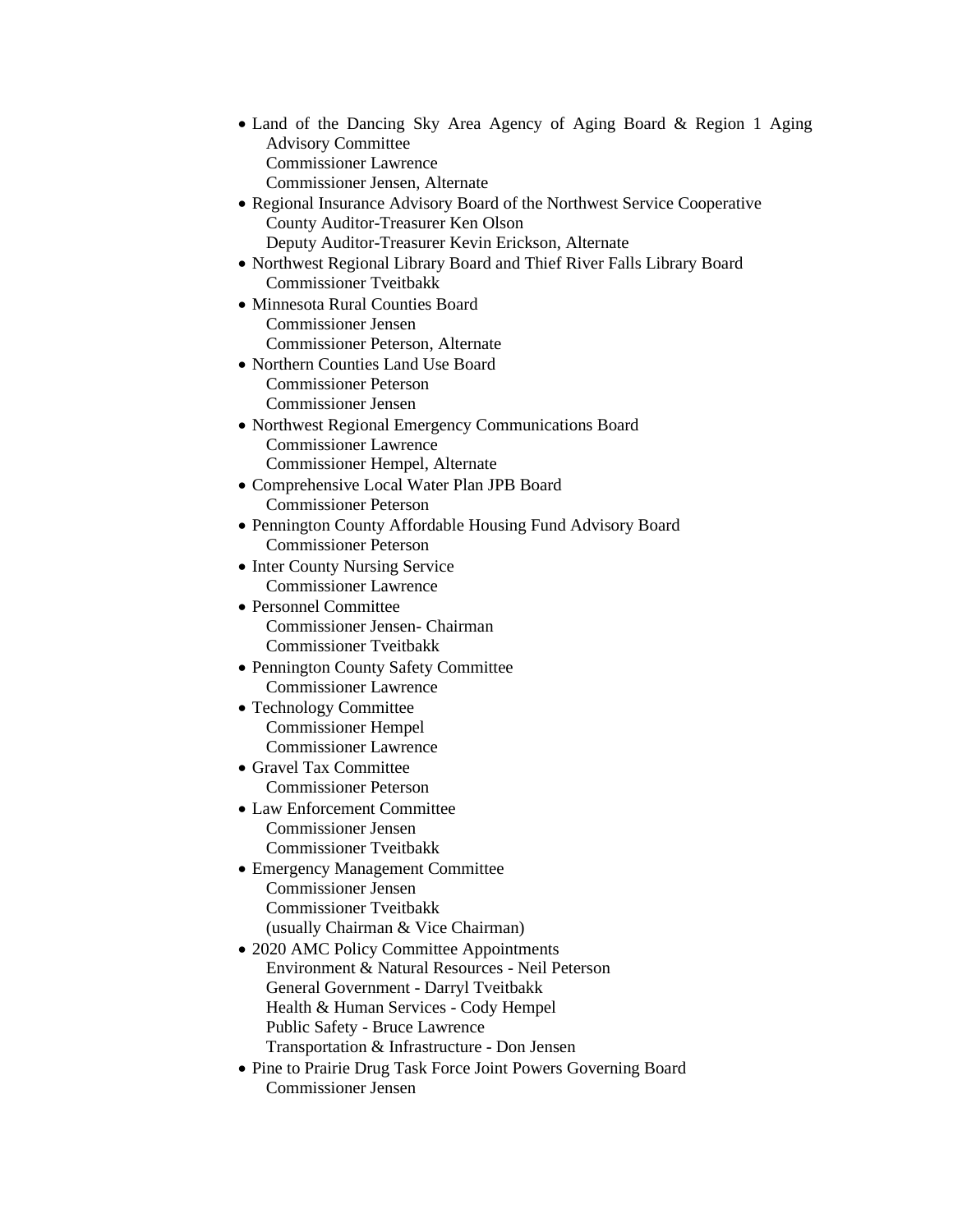- Land of the Dancing Sky Area Agency of Aging Board & Region 1 Aging Advisory Committee
  Commissioner Lawrence
  Commissioner Jensen, Alternate
- Regional Insurance Advisory Board of the Northwest Service Cooperative
  County Auditor-Treasurer Ken Olson
  Deputy Auditor-Treasurer Kevin Erickson, Alternate
- Northwest Regional Library Board and Thief River Falls Library Board
  Commissioner Tveitbakk
- Minnesota Rural Counties Board
  Commissioner Jensen
  Commissioner Peterson, Alternate
- Northern Counties Land Use Board
  Commissioner Peterson
  Commissioner Jensen
- Northwest Regional Emergency Communications Board
  Commissioner Lawrence
  Commissioner Hempel, Alternate
- Comprehensive Local Water Plan JPB Board
  Commissioner Peterson
- Pennington County Affordable Housing Fund Advisory Board
  Commissioner Peterson
- Inter County Nursing Service
  Commissioner Lawrence
- Personnel Committee
  Commissioner Jensen- Chairman
  Commissioner Tveitbakk
- Pennington County Safety Committee
  Commissioner Lawrence
- Technology Committee
  Commissioner Hempel
  Commissioner Lawrence
- Gravel Tax Committee
  Commissioner Peterson
- Law Enforcement Committee
  Commissioner Jensen
  Commissioner Tveitbakk
- Emergency Management Committee
  Commissioner Jensen
  Commissioner Tveitbakk
  (usually Chairman & Vice Chairman)
- 2020 AMC Policy Committee Appointments
  Environment & Natural Resources - Neil Peterson
  General Government - Darryl Tveitbakk
  Health & Human Services - Cody Hempel
  Public Safety - Bruce Lawrence
  Transportation & Infrastructure - Don Jensen
- Pine to Prairie Drug Task Force Joint Powers Governing Board
  Commissioner Jensen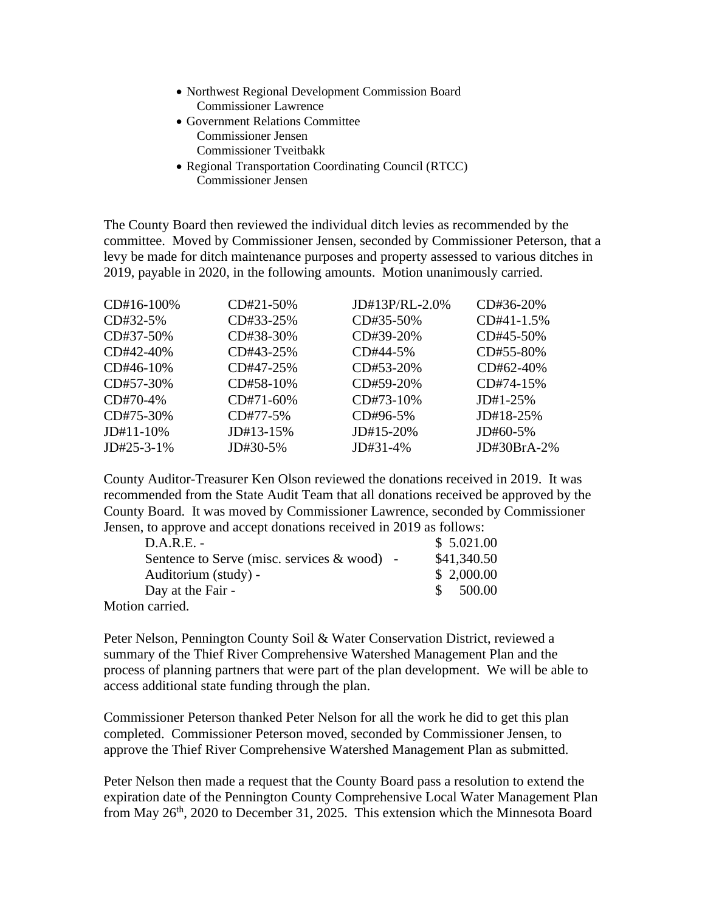- Northwest Regional Development Commission Board
  Commissioner Lawrence
- Government Relations Committee
  Commissioner Jensen
  Commissioner Tveitbakk
- Regional Transportation Coordinating Council (RTCC)
  Commissioner Jensen

The County Board then reviewed the individual ditch levies as recommended by the committee. Moved by Commissioner Jensen, seconded by Commissioner Peterson, that a levy be made for ditch maintenance purposes and property assessed to various ditches in 2019, payable in 2020, in the following amounts. Motion unanimously carried.

| | | | |
|---|---|---|---|
| CD#16-100% | CD#21-50% | JD#13P/RL-2.0% | CD#36-20% |
| CD#32-5% | CD#33-25% | CD#35-50% | CD#41-1.5% |
| CD#37-50% | CD#38-30% | CD#39-20% | CD#45-50% |
| CD#42-40% | CD#43-25% | CD#44-5% | CD#55-80% |
| CD#46-10% | CD#47-25% | CD#53-20% | CD#62-40% |
| CD#57-30% | CD#58-10% | CD#59-20% | CD#74-15% |
| CD#70-4% | CD#71-60% | CD#73-10% | JD#1-25% |
| CD#75-30% | CD#77-5% | CD#96-5% | JD#18-25% |
| JD#11-10% | JD#13-15% | JD#15-20% | JD#60-5% |
| JD#25-3-1% | JD#30-5% | JD#31-4% | JD#30BrA-2% |

County Auditor-Treasurer Ken Olson reviewed the donations received in 2019. It was recommended from the State Audit Team that all donations received be approved by the County Board. It was moved by Commissioner Lawrence, seconded by Commissioner Jensen, to approve and accept donations received in 2019 as follows:

| | |
|---|---|
| D.A.R.E. - | $ 5.021.00 |
| Sentence to Serve (misc. services & wood) - | $41,340.50 |
| Auditorium (study) - | $ 2,000.00 |
| Day at the Fair - | $ 500.00 |

Motion carried.

Peter Nelson, Pennington County Soil & Water Conservation District, reviewed a summary of the Thief River Comprehensive Watershed Management Plan and the process of planning partners that were part of the plan development. We will be able to access additional state funding through the plan.

Commissioner Peterson thanked Peter Nelson for all the work he did to get this plan completed. Commissioner Peterson moved, seconded by Commissioner Jensen, to approve the Thief River Comprehensive Watershed Management Plan as submitted.

Peter Nelson then made a request that the County Board pass a resolution to extend the expiration date of the Pennington County Comprehensive Local Water Management Plan from May 26th, 2020 to December 31, 2025. This extension which the Minnesota Board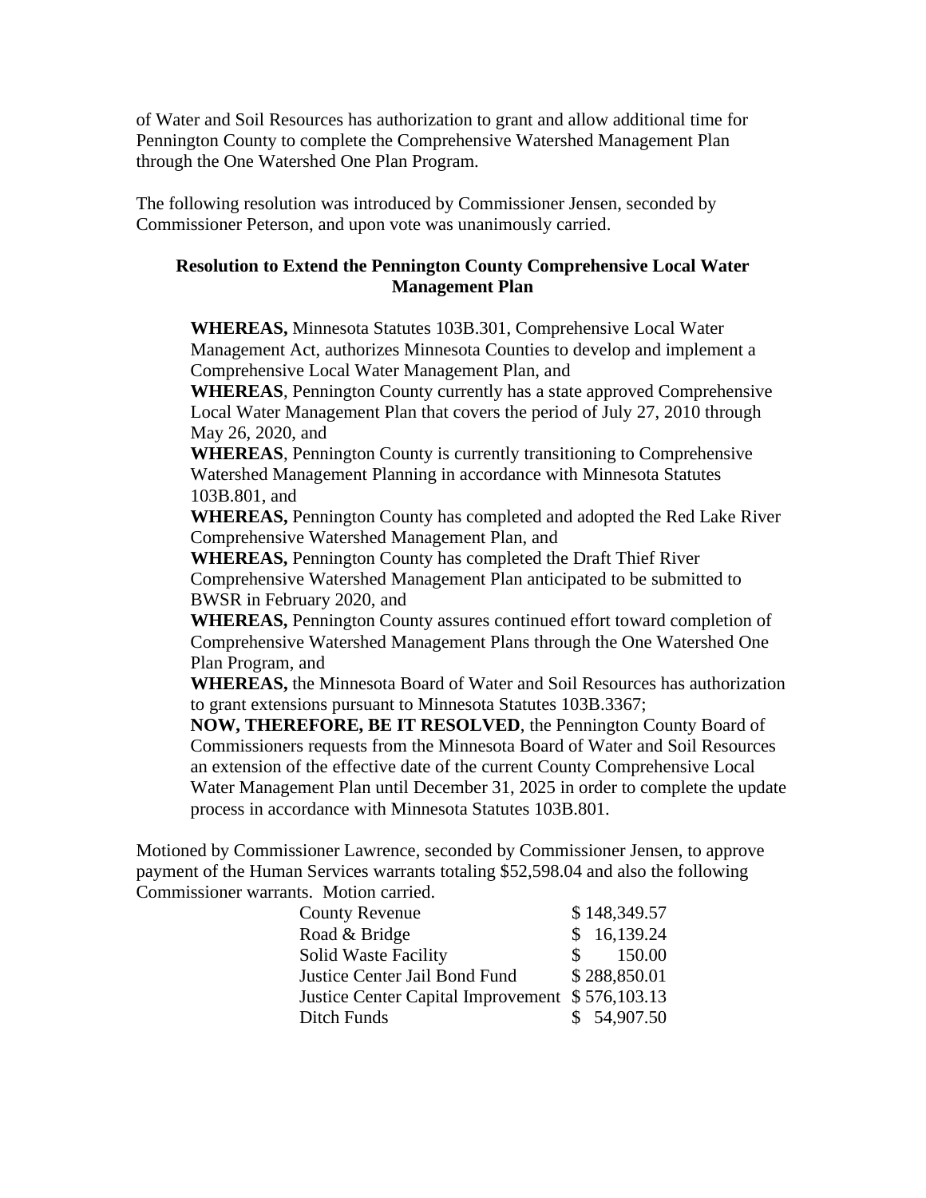of Water and Soil Resources has authorization to grant and allow additional time for Pennington County to complete the Comprehensive Watershed Management Plan through the One Watershed One Plan Program.

The following resolution was introduced by Commissioner Jensen, seconded by Commissioner Peterson, and upon vote was unanimously carried.

**Resolution to Extend the Pennington County Comprehensive Local Water Management Plan**

> **WHEREAS,** Minnesota Statutes 103B.301, Comprehensive Local Water Management Act, authorizes Minnesota Counties to develop and implement a Comprehensive Local Water Management Plan, and
> **WHEREAS**, Pennington County currently has a state approved Comprehensive Local Water Management Plan that covers the period of July 27, 2010 through May 26, 2020, and
> **WHEREAS**, Pennington County is currently transitioning to Comprehensive Watershed Management Planning in accordance with Minnesota Statutes 103B.801, and
> **WHEREAS,** Pennington County has completed and adopted the Red Lake River Comprehensive Watershed Management Plan, and
> **WHEREAS,** Pennington County has completed the Draft Thief River Comprehensive Watershed Management Plan anticipated to be submitted to BWSR in February 2020, and
> **WHEREAS,** Pennington County assures continued effort toward completion of Comprehensive Watershed Management Plans through the One Watershed One Plan Program, and
> **WHEREAS,** the Minnesota Board of Water and Soil Resources has authorization to grant extensions pursuant to Minnesota Statutes 103B.3367;
> **NOW, THEREFORE, BE IT RESOLVED**, the Pennington County Board of Commissioners requests from the Minnesota Board of Water and Soil Resources an extension of the effective date of the current County Comprehensive Local Water Management Plan until December 31, 2025 in order to complete the update process in accordance with Minnesota Statutes 103B.801.

Motioned by Commissioner Lawrence, seconded by Commissioner Jensen, to approve payment of the Human Services warrants totaling $52,598.04 and also the following Commissioner warrants. Motion carried.

| | |
|---|---|
| County Revenue | $ 148,349.57 |
| Road & Bridge | $ 16,139.24 |
| Solid Waste Facility | $ 150.00 |
| Justice Center Jail Bond Fund | $ 288,850.01 |
| Justice Center Capital Improvement | $ 576,103.13 |
| Ditch Funds | $ 54,907.50 |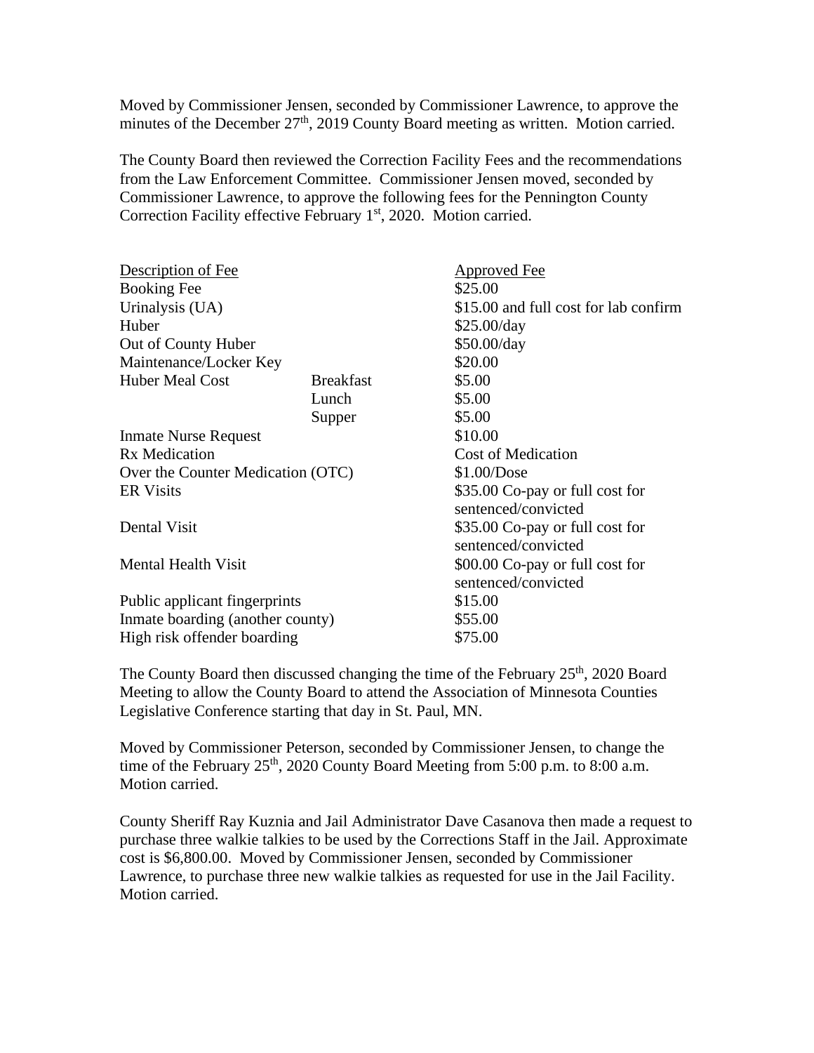Moved by Commissioner Jensen, seconded by Commissioner Lawrence, to approve the minutes of the December 27th, 2019 County Board meeting as written. Motion carried.

The County Board then reviewed the Correction Facility Fees and the recommendations from the Law Enforcement Committee. Commissioner Jensen moved, seconded by Commissioner Lawrence, to approve the following fees for the Pennington County Correction Facility effective February 1st, 2020. Motion carried.

| Description of Fee | | Approved Fee |
|---|---|---|
| Booking Fee | | $25.00 |
| Urinalysis (UA) | | $15.00 and full cost for lab confirm |
| Huber | | $25.00/day |
| Out of County Huber | | $50.00/day |
| Maintenance/Locker Key | | $20.00 |
| Huber Meal Cost | Breakfast | $5.00 |
| | Lunch | $5.00 |
| | Supper | $5.00 |
| Inmate Nurse Request | | $10.00 |
| Rx Medication | | Cost of Medication |
| Over the Counter Medication (OTC) | | $1.00/Dose |
| ER Visits | | $35.00 Co-pay or full cost for sentenced/convicted |
| Dental Visit | | $35.00 Co-pay or full cost for sentenced/convicted |
| Mental Health Visit | | $00.00 Co-pay or full cost for sentenced/convicted |
| Public applicant fingerprints | | $15.00 |
| Inmate boarding (another county) | | $55.00 |
| High risk offender boarding | | $75.00 |

The County Board then discussed changing the time of the February 25th, 2020 Board Meeting to allow the County Board to attend the Association of Minnesota Counties Legislative Conference starting that day in St. Paul, MN.

Moved by Commissioner Peterson, seconded by Commissioner Jensen, to change the time of the February 25th, 2020 County Board Meeting from 5:00 p.m. to 8:00 a.m. Motion carried.

County Sheriff Ray Kuznia and Jail Administrator Dave Casanova then made a request to purchase three walkie talkies to be used by the Corrections Staff in the Jail. Approximate cost is $6,800.00. Moved by Commissioner Jensen, seconded by Commissioner Lawrence, to purchase three new walkie talkies as requested for use in the Jail Facility. Motion carried.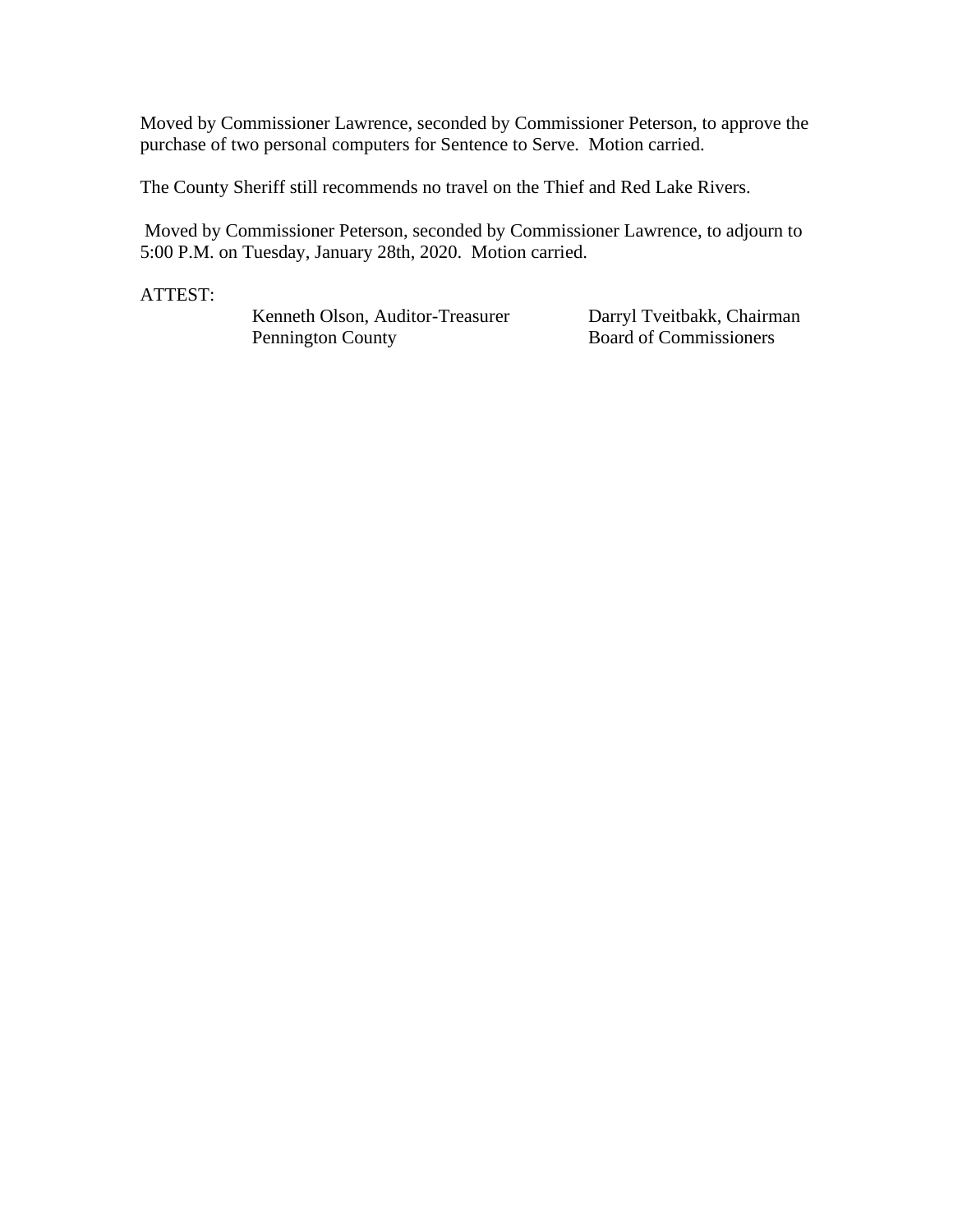Moved by Commissioner Lawrence, seconded by Commissioner Peterson, to approve the purchase of two personal computers for Sentence to Serve. Motion carried.

The County Sheriff still recommends no travel on the Thief and Red Lake Rivers.

Moved by Commissioner Peterson, seconded by Commissioner Lawrence, to adjourn to 5:00 P.M. on Tuesday, January 28th, 2020. Motion carried.

ATTEST:

| | |
|---|---|
| Kenneth Olson, Auditor-Treasurer | Darryl Tveitbakk, Chairman |
| Pennington County | Board of Commissioners |